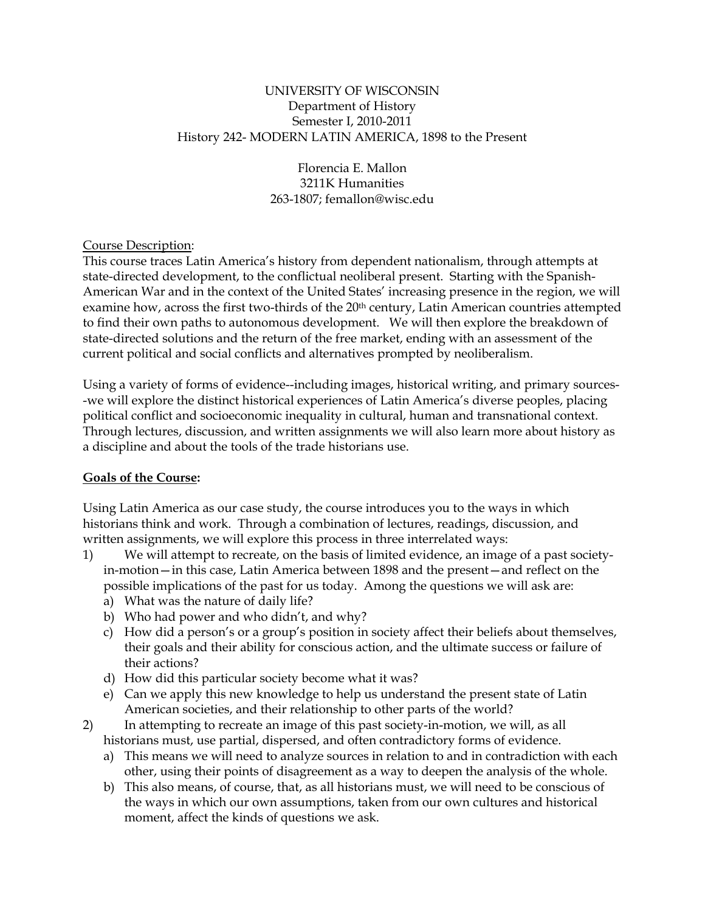UNIVERSITY OF WISCONSIN
Department of History
Semester I, 2010-2011
History 242- MODERN LATIN AMERICA, 1898 to the Present

Florencia E. Mallon
3211K Humanities
263-1807; femallon@wisc.edu

Course Description:
This course traces Latin America's history from dependent nationalism, through attempts at state-directed development, to the conflictual neoliberal present. Starting with the Spanish-American War and in the context of the United States' increasing presence in the region, we will examine how, across the first two-thirds of the 20th century, Latin American countries attempted to find their own paths to autonomous development. We will then explore the breakdown of state-directed solutions and the return of the free market, ending with an assessment of the current political and social conflicts and alternatives prompted by neoliberalism.

Using a variety of forms of evidence--including images, historical writing, and primary sources--we will explore the distinct historical experiences of Latin America's diverse peoples, placing political conflict and socioeconomic inequality in cultural, human and transnational context. Through lectures, discussion, and written assignments we will also learn more about history as a discipline and about the tools of the trade historians use.

**Goals of the Course:**

Using Latin America as our case study, the course introduces you to the ways in which historians think and work. Through a combination of lectures, readings, discussion, and written assignments, we will explore this process in three interrelated ways:

1) We will attempt to recreate, on the basis of limited evidence, an image of a past society-in-motion—in this case, Latin America between 1898 and the present—and reflect on the possible implications of the past for us today. Among the questions we will ask are:
   a) What was the nature of daily life?
   b) Who had power and who didn't, and why?
   c) How did a person's or a group's position in society affect their beliefs about themselves, their goals and their ability for conscious action, and the ultimate success or failure of their actions?
   d) How did this particular society become what it was?
   e) Can we apply this new knowledge to help us understand the present state of Latin American societies, and their relationship to other parts of the world?
2) In attempting to recreate an image of this past society-in-motion, we will, as all historians must, use partial, dispersed, and often contradictory forms of evidence.
   a) This means we will need to analyze sources in relation to and in contradiction with each other, using their points of disagreement as a way to deepen the analysis of the whole.
   b) This also means, of course, that, as all historians must, we will need to be conscious of the ways in which our own assumptions, taken from our own cultures and historical moment, affect the kinds of questions we ask.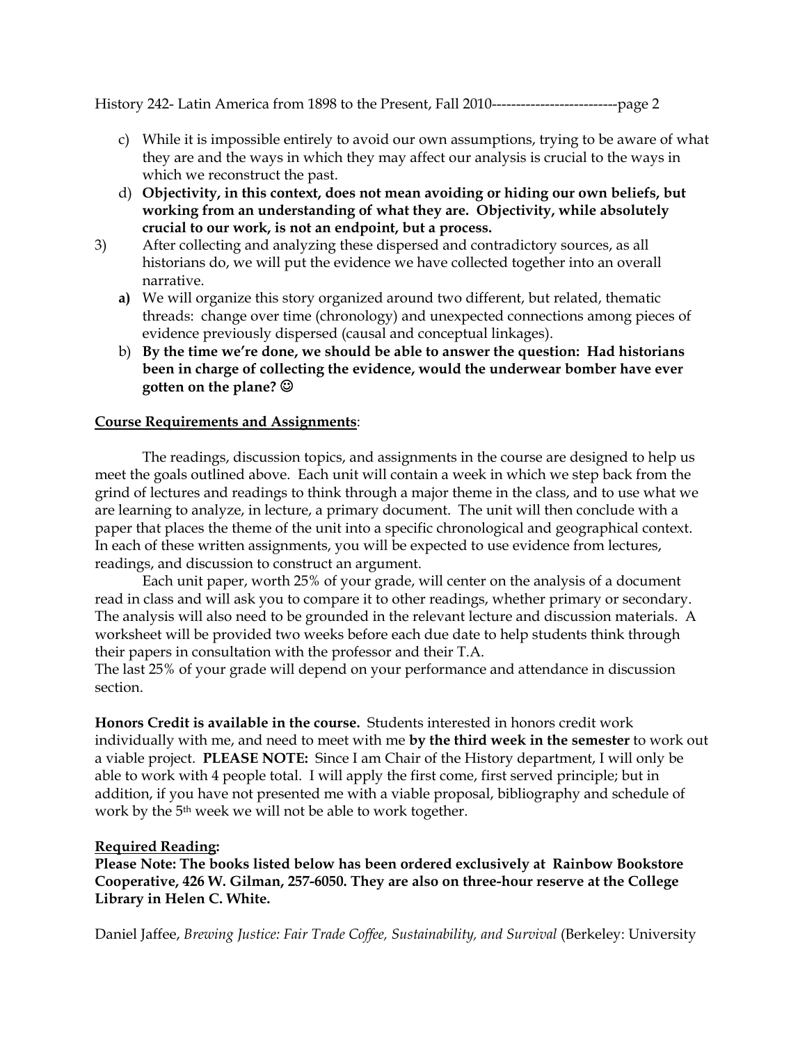c) While it is impossible entirely to avoid our own assumptions, trying to be aware of what they are and the ways in which they may affect our analysis is crucial to the ways in which we reconstruct the past.

d) **Objectivity, in this context, does not mean avoiding or hiding our own beliefs, but working from an understanding of what they are. Objectivity, while absolutely crucial to our work, is not an endpoint, but a process.**

3) After collecting and analyzing these dispersed and contradictory sources, as all historians do, we will put the evidence we have collected together into an overall narrative.

**a)** We will organize this story organized around two different, but related, thematic threads: change over time (chronology) and unexpected connections among pieces of evidence previously dispersed (causal and conceptual linkages).

b) **By the time we're done, we should be able to answer the question: Had historians been in charge of collecting the evidence, would the underwear bomber have ever gotten on the plane? ☺**

## Course Requirements and Assignments:

The readings, discussion topics, and assignments in the course are designed to help us meet the goals outlined above. Each unit will contain a week in which we step back from the grind of lectures and readings to think through a major theme in the class, and to use what we are learning to analyze, in lecture, a primary document. The unit will then conclude with a paper that places the theme of the unit into a specific chronological and geographical context. In each of these written assignments, you will be expected to use evidence from lectures, readings, and discussion to construct an argument.

Each unit paper, worth 25% of your grade, will center on the analysis of a document read in class and will ask you to compare it to other readings, whether primary or secondary. The analysis will also need to be grounded in the relevant lecture and discussion materials. A worksheet will be provided two weeks before each due date to help students think through their papers in consultation with the professor and their T.A.

The last 25% of your grade will depend on your performance and attendance in discussion section.

**Honors Credit is available in the course.** Students interested in honors credit work individually with me, and need to meet with me **by the third week in the semester** to work out a viable project. **PLEASE NOTE:** Since I am Chair of the History department, I will only be able to work with 4 people total. I will apply the first come, first served principle; but in addition, if you have not presented me with a viable proposal, bibliography and schedule of work by the 5th week we will not be able to work together.

## Required Reading:

**Please Note: The books listed below has been ordered exclusively at Rainbow Bookstore Cooperative, 426 W. Gilman, 257-6050. They are also on three-hour reserve at the College Library in Helen C. White.**

Daniel Jaffee, *Brewing Justice: Fair Trade Coffee, Sustainability, and Survival* (Berkeley: University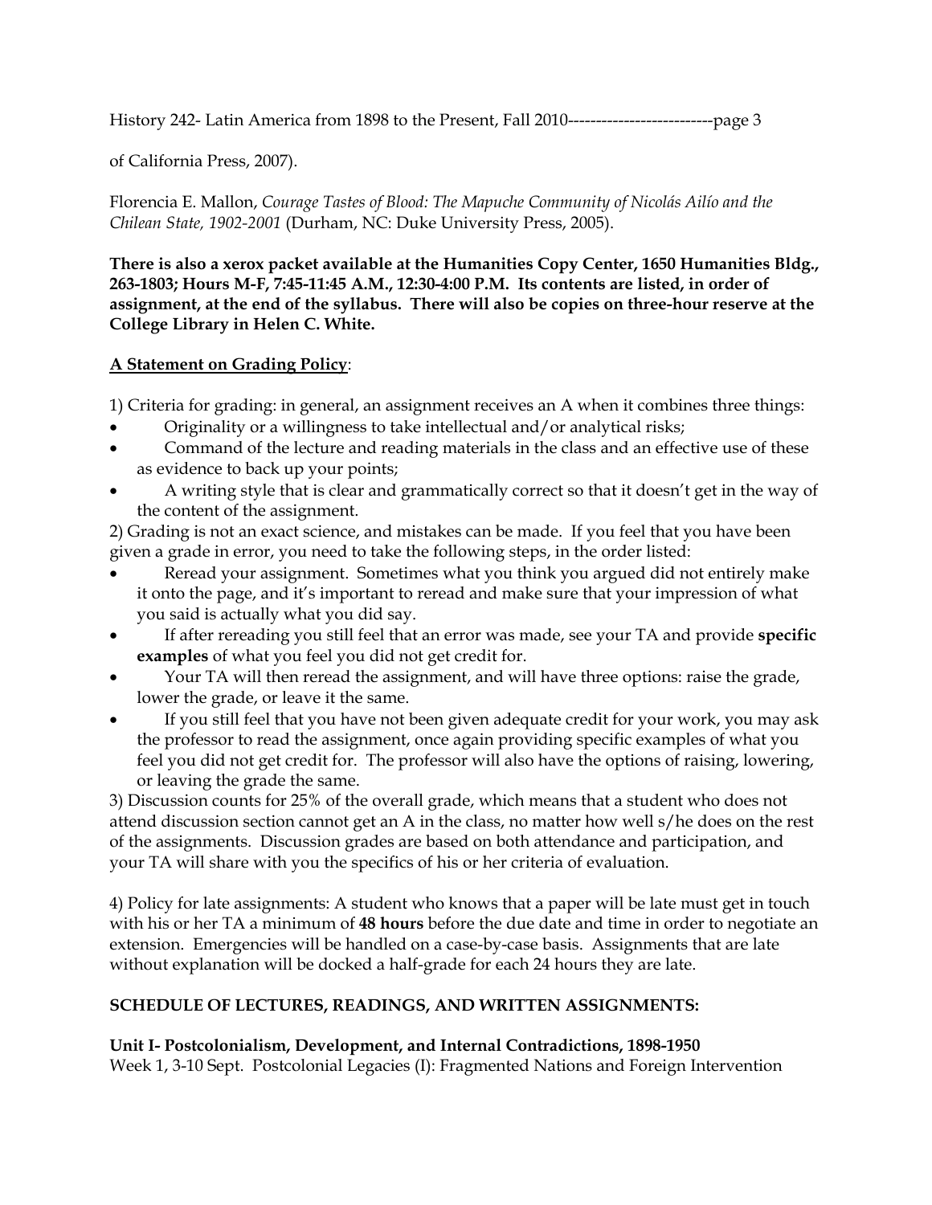of California Press, 2007).

Florencia E. Mallon, *Courage Tastes of Blood: The Mapuche Community of Nicolás Ailío and the Chilean State, 1902-2001* (Durham, NC: Duke University Press, 2005).

**There is also a xerox packet available at the Humanities Copy Center, 1650 Humanities Bldg., 263-1803; Hours M-F, 7:45-11:45 A.M., 12:30-4:00 P.M. Its contents are listed, in order of assignment, at the end of the syllabus. There will also be copies on three-hour reserve at the College Library in Helen C. White.**

**A Statement on Grading Policy**:

1) Criteria for grading: in general, an assignment receives an A when it combines three things:

- Originality or a willingness to take intellectual and/or analytical risks;
- Command of the lecture and reading materials in the class and an effective use of these as evidence to back up your points;
- A writing style that is clear and grammatically correct so that it doesn't get in the way of the content of the assignment.

2) Grading is not an exact science, and mistakes can be made. If you feel that you have been given a grade in error, you need to take the following steps, in the order listed:

- Reread your assignment. Sometimes what you think you argued did not entirely make it onto the page, and it's important to reread and make sure that your impression of what you said is actually what you did say.
- If after rereading you still feel that an error was made, see your TA and provide **specific examples** of what you feel you did not get credit for.
- Your TA will then reread the assignment, and will have three options: raise the grade, lower the grade, or leave it the same.
- If you still feel that you have not been given adequate credit for your work, you may ask the professor to read the assignment, once again providing specific examples of what you feel you did not get credit for. The professor will also have the options of raising, lowering, or leaving the grade the same.

3) Discussion counts for 25% of the overall grade, which means that a student who does not attend discussion section cannot get an A in the class, no matter how well s/he does on the rest of the assignments. Discussion grades are based on both attendance and participation, and your TA will share with you the specifics of his or her criteria of evaluation.

4) Policy for late assignments: A student who knows that a paper will be late must get in touch with his or her TA a minimum of **48 hours** before the due date and time in order to negotiate an extension. Emergencies will be handled on a case-by-case basis. Assignments that are late without explanation will be docked a half-grade for each 24 hours they are late.

**SCHEDULE OF LECTURES, READINGS, AND WRITTEN ASSIGNMENTS:**

**Unit I- Postcolonialism, Development, and Internal Contradictions, 1898-1950**

Week 1, 3-10 Sept. Postcolonial Legacies (I): Fragmented Nations and Foreign Intervention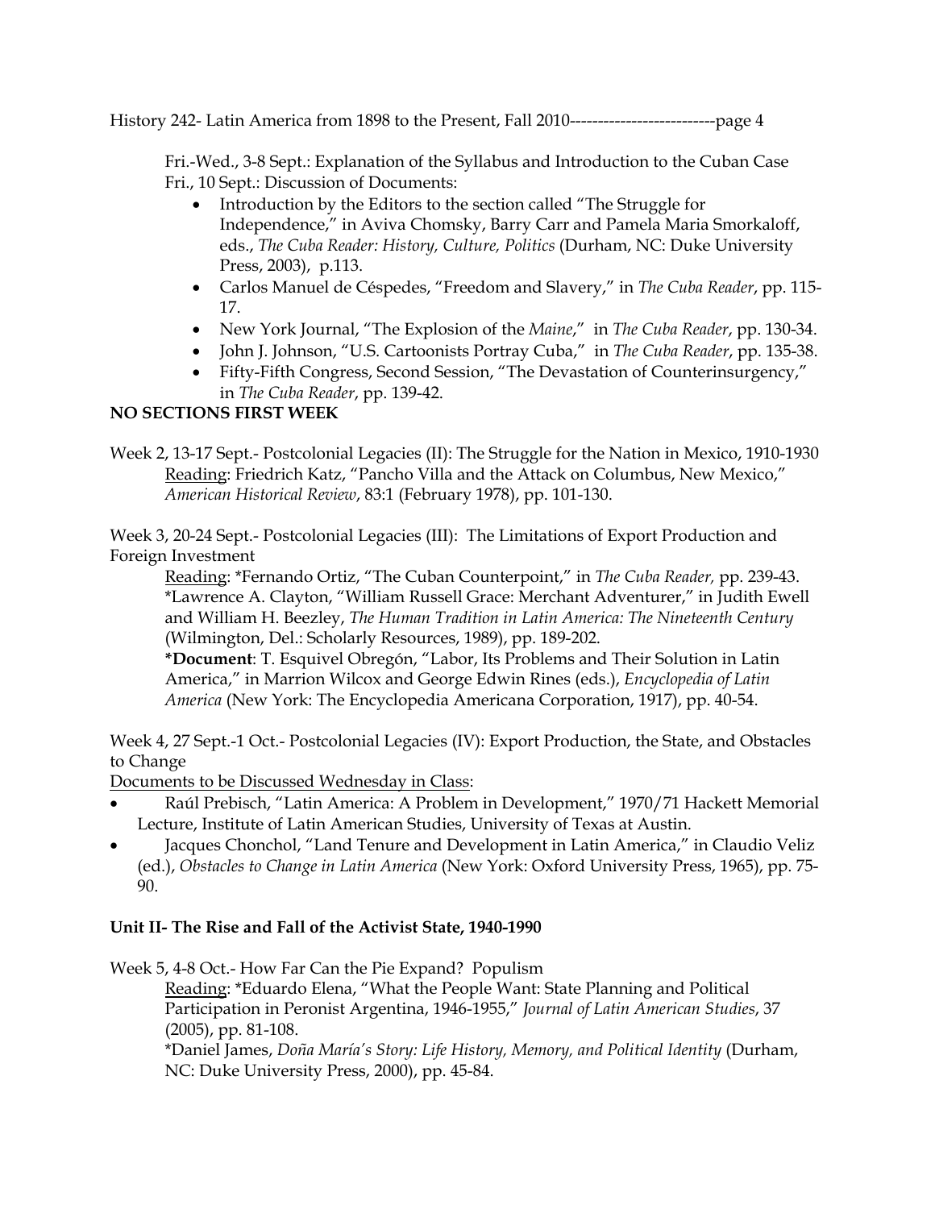Fri.-Wed., 3-8 Sept.: Explanation of the Syllabus and Introduction to the Cuban Case
Fri., 10 Sept.: Discussion of Documents:

- Introduction by the Editors to the section called "The Struggle for Independence," in Aviva Chomsky, Barry Carr and Pamela Maria Smorkaloff, eds., *The Cuba Reader: History, Culture, Politics* (Durham, NC: Duke University Press, 2003), p.113.
- Carlos Manuel de Céspedes, "Freedom and Slavery," in *The Cuba Reader*, pp. 115-17.
- New York Journal, "The Explosion of the *Maine*," in *The Cuba Reader*, pp. 130-34.
- John J. Johnson, "U.S. Cartoonists Portray Cuba," in *The Cuba Reader*, pp. 135-38.
- Fifty-Fifth Congress, Second Session, "The Devastation of Counterinsurgency," in *The Cuba Reader*, pp. 139-42.

**NO SECTIONS FIRST WEEK**

Week 2, 13-17 Sept.- Postcolonial Legacies (II): The Struggle for the Nation in Mexico, 1910-1930
Reading: Friedrich Katz, "Pancho Villa and the Attack on Columbus, New Mexico," *American Historical Review*, 83:1 (February 1978), pp. 101-130.

Week 3, 20-24 Sept.- Postcolonial Legacies (III): The Limitations of Export Production and Foreign Investment
Reading: *Fernando Ortiz, "The Cuban Counterpoint," in *The Cuba Reader,* pp. 239-43.
*Lawrence A. Clayton, "William Russell Grace: Merchant Adventurer," in Judith Ewell and William H. Beezley, *The Human Tradition in Latin America: The Nineteenth Century* (Wilmington, Del.: Scholarly Resources, 1989), pp. 189-202.
**\*Document**: T. Esquivel Obregón, "Labor, Its Problems and Their Solution in Latin America," in Marrion Wilcox and George Edwin Rines (eds.), *Encyclopedia of Latin America* (New York: The Encyclopedia Americana Corporation, 1917), pp. 40-54.

Week 4, 27 Sept.-1 Oct.- Postcolonial Legacies (IV): Export Production, the State, and Obstacles to Change
Documents to be Discussed Wednesday in Class:

- Raúl Prebisch, "Latin America: A Problem in Development," 1970/71 Hackett Memorial Lecture, Institute of Latin American Studies, University of Texas at Austin.
- Jacques Chonchol, "Land Tenure and Development in Latin America," in Claudio Veliz (ed.), *Obstacles to Change in Latin America* (New York: Oxford University Press, 1965), pp. 75-90.

**Unit II- The Rise and Fall of the Activist State, 1940-1990**

Week 5, 4-8 Oct.- How Far Can the Pie Expand? Populism
Reading: *Eduardo Elena, "What the People Want: State Planning and Political Participation in Peronist Argentina, 1946-1955," *Journal of Latin American Studies*, 37 (2005), pp. 81-108.
*Daniel James, *Doña María's Story: Life History, Memory, and Political Identity* (Durham, NC: Duke University Press, 2000), pp. 45-84.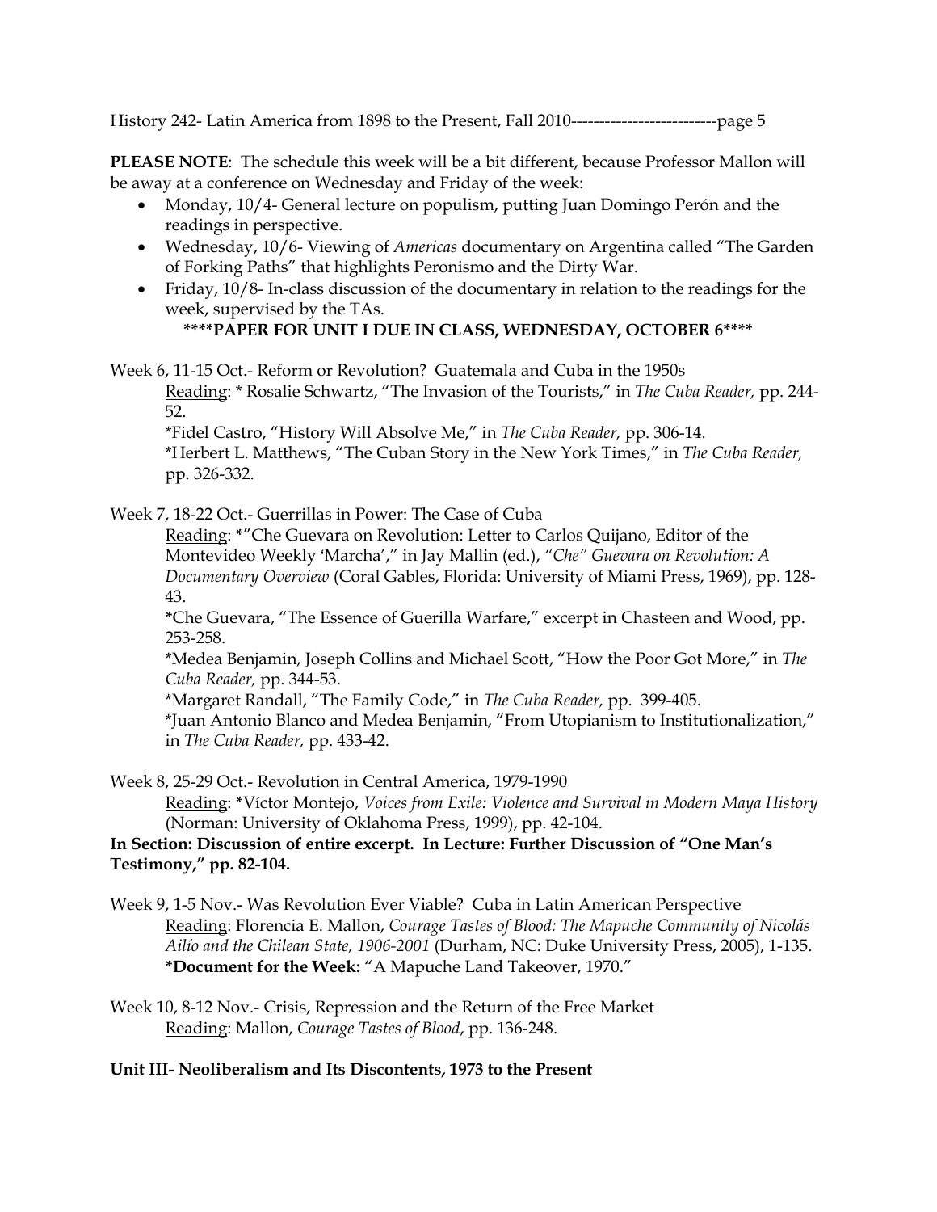**PLEASE NOTE**: The schedule this week will be a bit different, because Professor Mallon will be away at a conference on Wednesday and Friday of the week:

- Monday, 10/4- General lecture on populism, putting Juan Domingo Perón and the readings in perspective.
- Wednesday, 10/6- Viewing of *Americas* documentary on Argentina called "The Garden of Forking Paths" that highlights Peronismo and the Dirty War.
- Friday, 10/8- In-class discussion of the documentary in relation to the readings for the week, supervised by the TAs.

**\*\*\*\*PAPER FOR UNIT I DUE IN CLASS, WEDNESDAY, OCTOBER 6\*\*\*\***

Week 6, 11-15 Oct.- Reform or Revolution? Guatemala and Cuba in the 1950s

Reading: * Rosalie Schwartz, "The Invasion of the Tourists," in *The Cuba Reader,* pp. 244-52.
*Fidel Castro, "History Will Absolve Me," in *The Cuba Reader,* pp. 306-14.
*Herbert L. Matthews, "The Cuban Story in the New York Times," in *The Cuba Reader,* pp. 326-332.

Week 7, 18-22 Oct.- Guerrillas in Power: The Case of Cuba

Reading: *"Che Guevara on Revolution: Letter to Carlos Quijano, Editor of the Montevideo Weekly 'Marcha'," in Jay Mallin (ed.), *"Che" Guevara on Revolution: A Documentary Overview* (Coral Gables, Florida: University of Miami Press, 1969), pp. 128-43.
*Che Guevara, "The Essence of Guerilla Warfare," excerpt in Chasteen and Wood, pp. 253-258.
*Medea Benjamin, Joseph Collins and Michael Scott, "How the Poor Got More," in *The Cuba Reader,* pp. 344-53.
*Margaret Randall, "The Family Code," in *The Cuba Reader,* pp. 399-405.
*Juan Antonio Blanco and Medea Benjamin, "From Utopianism to Institutionalization," in *The Cuba Reader,* pp. 433-42.

Week 8, 25-29 Oct.- Revolution in Central America, 1979-1990

Reading: *Víctor Montejo, *Voices from Exile: Violence and Survival in Modern Maya History* (Norman: University of Oklahoma Press, 1999), pp. 42-104.

**In Section: Discussion of entire excerpt. In Lecture: Further Discussion of "One Man's Testimony," pp. 82-104.**

Week 9, 1-5 Nov.- Was Revolution Ever Viable? Cuba in Latin American Perspective

Reading: Florencia E. Mallon, *Courage Tastes of Blood: The Mapuche Community of Nicolás Ailío and the Chilean State, 1906-2001* (Durham, NC: Duke University Press, 2005), 1-135.
***Document for the Week:** "A Mapuche Land Takeover, 1970."

Week 10, 8-12 Nov.- Crisis, Repression and the Return of the Free Market

Reading: Mallon, *Courage Tastes of Blood*, pp. 136-248.

**Unit III- Neoliberalism and Its Discontents, 1973 to the Present**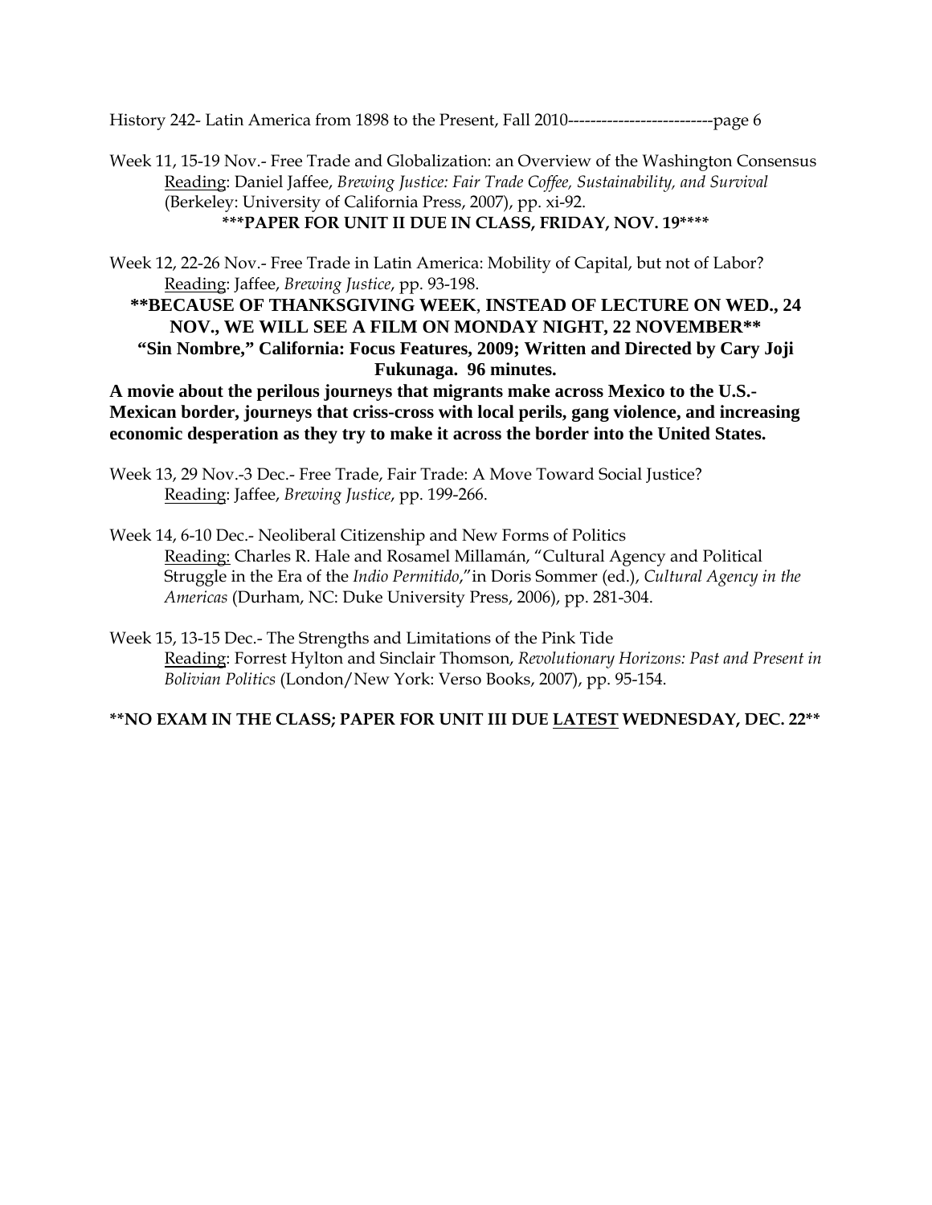Week 11, 15-19 Nov.- Free Trade and Globalization: an Overview of the Washington Consensus
Reading: Daniel Jaffee, *Brewing Justice: Fair Trade Coffee, Sustainability, and Survival* (Berkeley: University of California Press, 2007), pp. xi-92.

**\*\*\*PAPER FOR UNIT II DUE IN CLASS, FRIDAY, NOV. 19\*\*\*\***

Week 12, 22-26 Nov.- Free Trade in Latin America: Mobility of Capital, but not of Labor?
Reading: Jaffee, *Brewing Justice*, pp. 93-198.

**\*\*BECAUSE OF THANKSGIVING WEEK, INSTEAD OF LECTURE ON WED., 24 NOV., WE WILL SEE A FILM ON MONDAY NIGHT, 22 NOVEMBER\*\***

**"Sin Nombre," California: Focus Features, 2009; Written and Directed by Cary Joji Fukunaga. 96 minutes.**

**A movie about the perilous journeys that migrants make across Mexico to the U.S.-Mexican border, journeys that criss-cross with local perils, gang violence, and increasing economic desperation as they try to make it across the border into the United States.**

Week 13, 29 Nov.-3 Dec.- Free Trade, Fair Trade: A Move Toward Social Justice?
Reading: Jaffee, *Brewing Justice*, pp. 199-266.

Week 14, 6-10 Dec.- Neoliberal Citizenship and New Forms of Politics
Reading: Charles R. Hale and Rosamel Millamán, "Cultural Agency and Political Struggle in the Era of the *Indio Permitido*," in Doris Sommer (ed.), *Cultural Agency in the Americas* (Durham, NC: Duke University Press, 2006), pp. 281-304.

Week 15, 13-15 Dec.- The Strengths and Limitations of the Pink Tide
Reading: Forrest Hylton and Sinclair Thomson, *Revolutionary Horizons: Past and Present in Bolivian Politics* (London/New York: Verso Books, 2007), pp. 95-154.

**\*\*NO EXAM IN THE CLASS; PAPER FOR UNIT III DUE LATEST WEDNESDAY, DEC. 22\*\***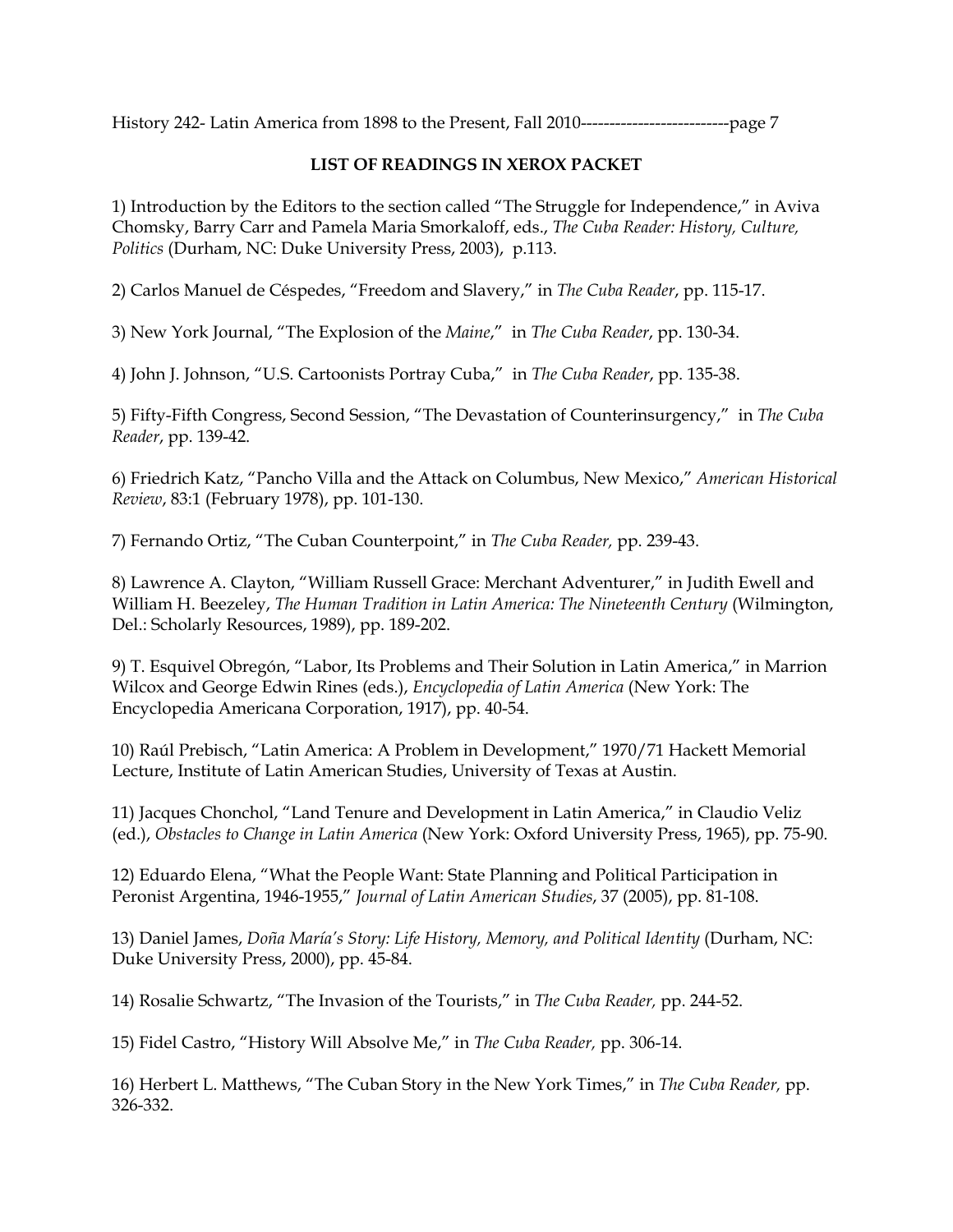## LIST OF READINGS IN XEROX PACKET

1) Introduction by the Editors to the section called "The Struggle for Independence," in Aviva Chomsky, Barry Carr and Pamela Maria Smorkaloff, eds., *The Cuba Reader: History, Culture, Politics* (Durham, NC: Duke University Press, 2003), p.113.

2) Carlos Manuel de Céspedes, "Freedom and Slavery," in *The Cuba Reader*, pp. 115-17.

3) New York Journal, "The Explosion of the *Maine*," in *The Cuba Reader*, pp. 130-34.

4) John J. Johnson, "U.S. Cartoonists Portray Cuba," in *The Cuba Reader*, pp. 135-38.

5) Fifty-Fifth Congress, Second Session, "The Devastation of Counterinsurgency," in *The Cuba Reader*, pp. 139-42.

6) Friedrich Katz, "Pancho Villa and the Attack on Columbus, New Mexico," *American Historical Review*, 83:1 (February 1978), pp. 101-130.

7) Fernando Ortiz, "The Cuban Counterpoint," in *The Cuba Reader,* pp. 239-43.

8) Lawrence A. Clayton, "William Russell Grace: Merchant Adventurer," in Judith Ewell and William H. Beezeley, *The Human Tradition in Latin America: The Nineteenth Century* (Wilmington, Del.: Scholarly Resources, 1989), pp. 189-202.

9) T. Esquivel Obregón, "Labor, Its Problems and Their Solution in Latin America," in Marrion Wilcox and George Edwin Rines (eds.), *Encyclopedia of Latin America* (New York: The Encyclopedia Americana Corporation, 1917), pp. 40-54.

10) Raúl Prebisch, "Latin America: A Problem in Development," 1970/71 Hackett Memorial Lecture, Institute of Latin American Studies, University of Texas at Austin.

11) Jacques Chonchol, "Land Tenure and Development in Latin America," in Claudio Veliz (ed.), *Obstacles to Change in Latin America* (New York: Oxford University Press, 1965), pp. 75-90.

12) Eduardo Elena, "What the People Want: State Planning and Political Participation in Peronist Argentina, 1946-1955," *Journal of Latin American Studies*, 37 (2005), pp. 81-108.

13) Daniel James, *Doña María's Story: Life History, Memory, and Political Identity* (Durham, NC: Duke University Press, 2000), pp. 45-84.

14) Rosalie Schwartz, "The Invasion of the Tourists," in *The Cuba Reader,* pp. 244-52.

15) Fidel Castro, "History Will Absolve Me," in *The Cuba Reader,* pp. 306-14.

16) Herbert L. Matthews, "The Cuban Story in the New York Times," in *The Cuba Reader,* pp. 326-332.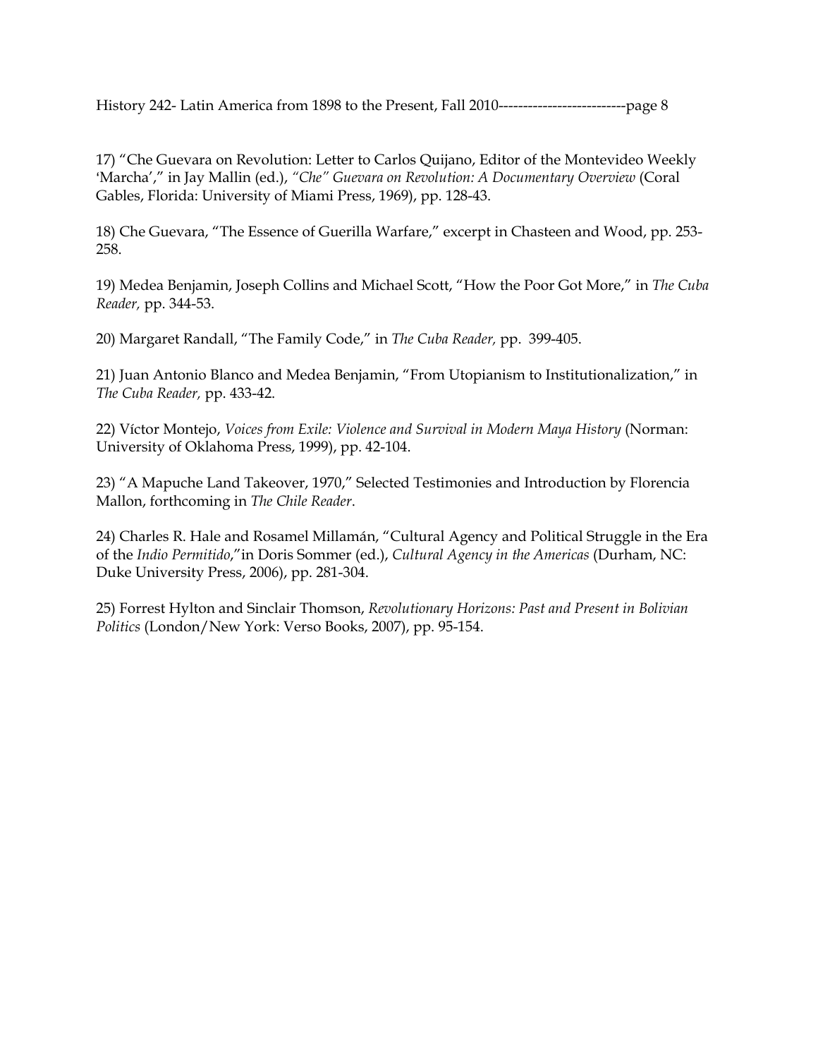17) "Che Guevara on Revolution: Letter to Carlos Quijano, Editor of the Montevideo Weekly 'Marcha'," in Jay Mallin (ed.), *"Che" Guevara on Revolution: A Documentary Overview* (Coral Gables, Florida: University of Miami Press, 1969), pp. 128-43.

18) Che Guevara, "The Essence of Guerilla Warfare," excerpt in Chasteen and Wood, pp. 253-258.

19) Medea Benjamin, Joseph Collins and Michael Scott, "How the Poor Got More," in *The Cuba Reader,* pp. 344-53.

20) Margaret Randall, "The Family Code," in *The Cuba Reader,* pp. 399-405.

21) Juan Antonio Blanco and Medea Benjamin, "From Utopianism to Institutionalization," in *The Cuba Reader,* pp. 433-42.

22) Víctor Montejo, *Voices from Exile: Violence and Survival in Modern Maya History* (Norman: University of Oklahoma Press, 1999), pp. 42-104.

23) "A Mapuche Land Takeover, 1970," Selected Testimonies and Introduction by Florencia Mallon, forthcoming in *The Chile Reader*.

24) Charles R. Hale and Rosamel Millamán, "Cultural Agency and Political Struggle in the Era of the *Indio Permitido*,"in Doris Sommer (ed.), *Cultural Agency in the Americas* (Durham, NC: Duke University Press, 2006), pp. 281-304.

25) Forrest Hylton and Sinclair Thomson, *Revolutionary Horizons: Past and Present in Bolivian Politics* (London/New York: Verso Books, 2007), pp. 95-154.